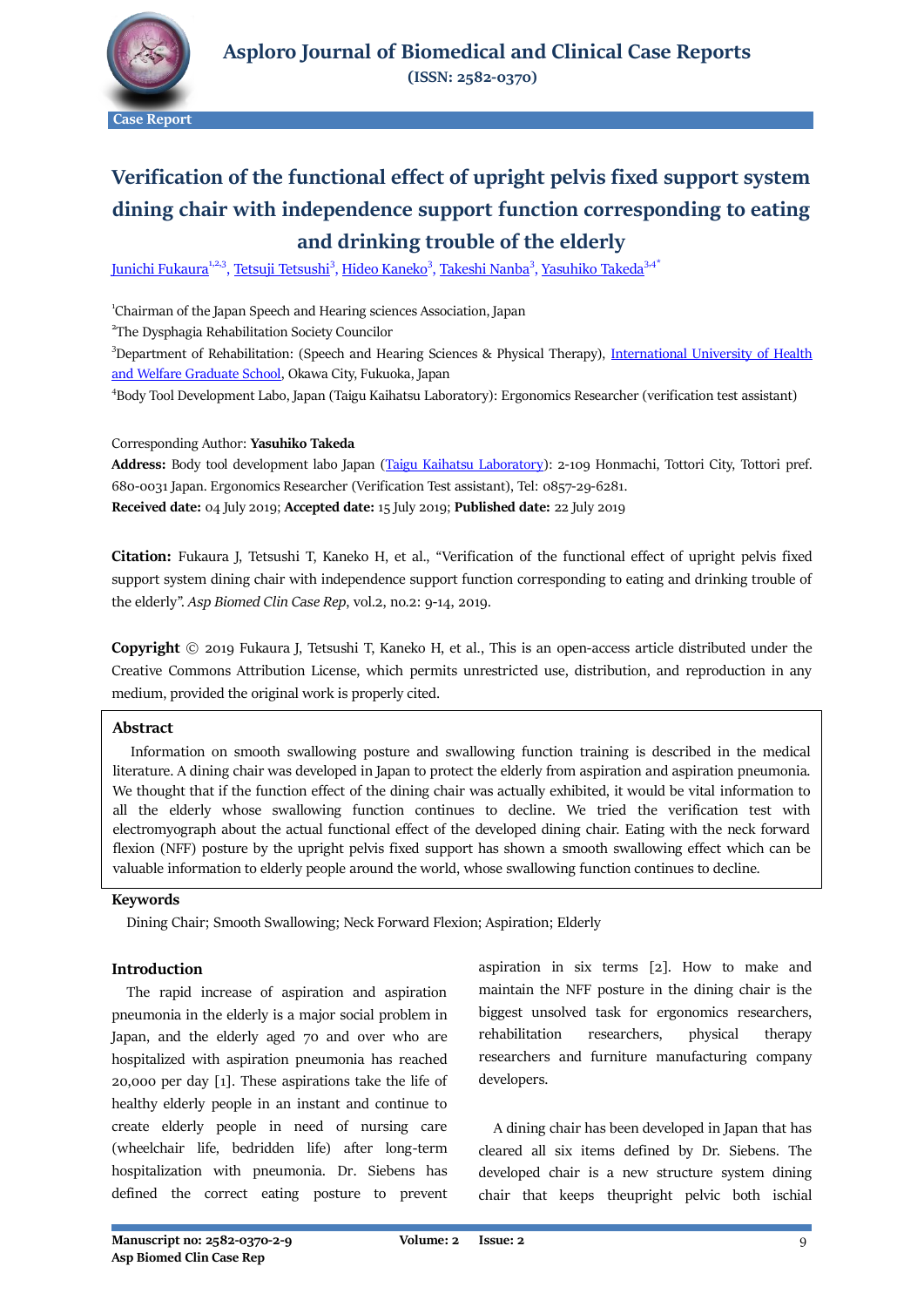# Asploro Journal of Biomedical and Clinical Case Reports

(ISSN: 2582-0370)

Case Report

## Verification of the functional effect of upright pelvis fixed support system dining chair with independence support function corresponding to eating and drinking trouble of the elderly

Junichi Fukaura[1,2,3], Tetsuji Tetsushi[3], Hideo Kaneko[3], Takeshi Nanba[3], Yasuhiko Takeda[3,4*]

[1]Chairman of the Japan Speech and Hearing sciences Association, Japan

[2]The Dysphagia Rehabilitation Society Councilor

[3]Department of Rehabilitation: (Speech and Hearing Sciences & Physical Therapy), International University of Health and Welfare Graduate School, Okawa City, Fukuoka, Japan

[4]Body Tool Development Labo, Japan (Taigu Kaihatsu Laboratory): Ergonomics Researcher (verification test assistant)

Corresponding Author: **Yasuhiko Takeda**

**Address:** Body tool development labo Japan (Taigu Kaihatsu Laboratory): 2-109 Honmachi, Tottori City, Tottori pref. 680-0031 Japan. Ergonomics Researcher (Verification Test assistant), Tel: 0857-29-6281.

**Received date:** 04 July 2019; **Accepted date:** 15 July 2019; **Published date:** 22 July 2019

**Citation:** Fukaura J, Tetsushi T, Kaneko H, et al., "Verification of the functional effect of upright pelvis fixed support system dining chair with independence support function corresponding to eating and drinking trouble of the elderly". *Asp Biomed Clin Case Rep*, vol.2, no.2: 9-14, 2019.

**Copyright** © 2019 Fukaura J, Tetsushi T, Kaneko H, et al., This is an open-access article distributed under the Creative Commons Attribution License, which permits unrestricted use, distribution, and reproduction in any medium, provided the original work is properly cited.

### Abstract

Information on smooth swallowing posture and swallowing function training is described in the medical literature. A dining chair was developed in Japan to protect the elderly from aspiration and aspiration pneumonia. We thought that if the function effect of the dining chair was actually exhibited, it would be vital information to all the elderly whose swallowing function continues to decline. We tried the verification test with electromyograph about the actual functional effect of the developed dining chair. Eating with the neck forward flexion (NFF) posture by the upright pelvis fixed support has shown a smooth swallowing effect which can be valuable information to elderly people around the world, whose swallowing function continues to decline.

### Keywords

Dining Chair; Smooth Swallowing; Neck Forward Flexion; Aspiration; Elderly

### Introduction

The rapid increase of aspiration and aspiration pneumonia in the elderly is a major social problem in Japan, and the elderly aged 70 and over who are hospitalized with aspiration pneumonia has reached 20,000 per day [1]. These aspirations take the life of healthy elderly people in an instant and continue to create elderly people in need of nursing care (wheelchair life, bedridden life) after long-term hospitalization with pneumonia. Dr. Siebens has defined the correct eating posture to prevent aspiration in six terms [2]. How to make and maintain the NFF posture in the dining chair is the biggest unsolved task for ergonomics researchers, rehabilitation researchers, physical therapy researchers and furniture manufacturing company developers.

A dining chair has been developed in Japan that has cleared all six items defined by Dr. Siebens. The developed chair is a new structure system dining chair that keeps theupright pelvic both ischial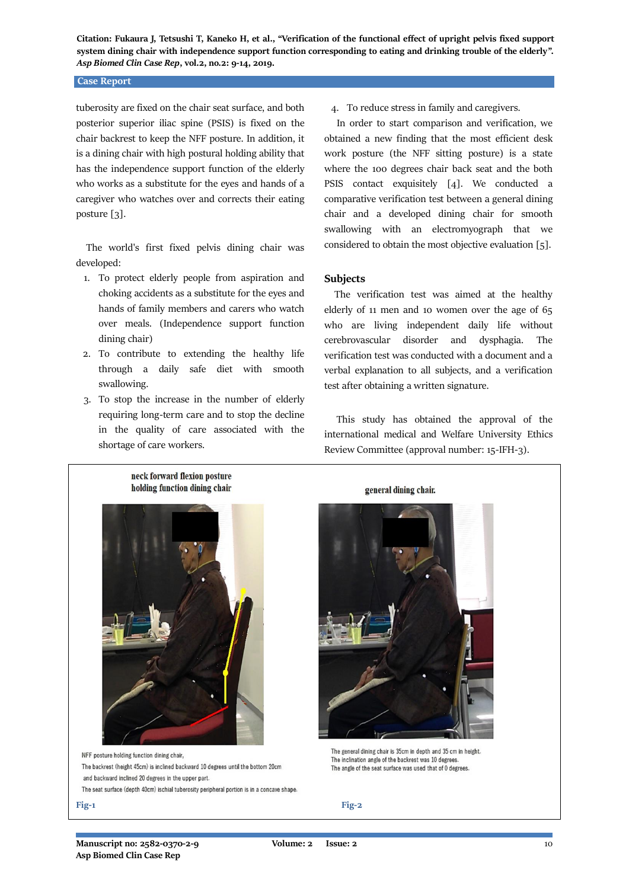tuberosity are fixed on the chair seat surface, and both posterior superior iliac spine (PSIS) is fixed on the chair backrest to keep the NFF posture. In addition, it is a dining chair with high postural holding ability that has the independence support function of the elderly who works as a substitute for the eyes and hands of a caregiver who watches over and corrects their eating posture [3].

The world's first fixed pelvis dining chair was developed:

1. To protect elderly people from aspiration and choking accidents as a substitute for the eyes and hands of family members and carers who watch over meals. (Independence support function dining chair)
2. To contribute to extending the healthy life through a daily safe diet with smooth swallowing.
3. To stop the increase in the number of elderly requiring long-term care and to stop the decline in the quality of care associated with the shortage of care workers.
4. To reduce stress in family and caregivers.

In order to start comparison and verification, we obtained a new finding that the most efficient desk work posture (the NFF sitting posture) is a state where the 100 degrees chair back seat and the both PSIS contact exquisitely [4]. We conducted a comparative verification test between a general dining chair and a developed dining chair for smooth swallowing with an electromyograph that we considered to obtain the most objective evaluation [5].

## Subjects

The verification test was aimed at the healthy elderly of 11 men and 10 women over the age of 65 who are living independent daily life without cerebrovascular disorder and dysphagia. The verification test was conducted with a document and a verbal explanation to all subjects, and a verification test after obtaining a written signature.

This study has obtained the approval of the international medical and Welfare University Ethics Review Committee (approval number: 15-IFH-3).

neck forward flexion posture holding function dining chair

NFF posture holding function dining chair,
The backrest (height 45cm) is inclined backward 10 degrees until the bottom 20cm and backward inclined 20 degrees in the upper part.
The seat surface (depth 40cm) ischial tuberosity peripheral portion is in a concave shape.

Fig-1

general dining chair.

The general dining chair is 35cm in depth and 35 cm in height.
The inclination angle of the backrest was 10 degrees.
The angle of the seat surface was used that of 0 degrees.

Fig-2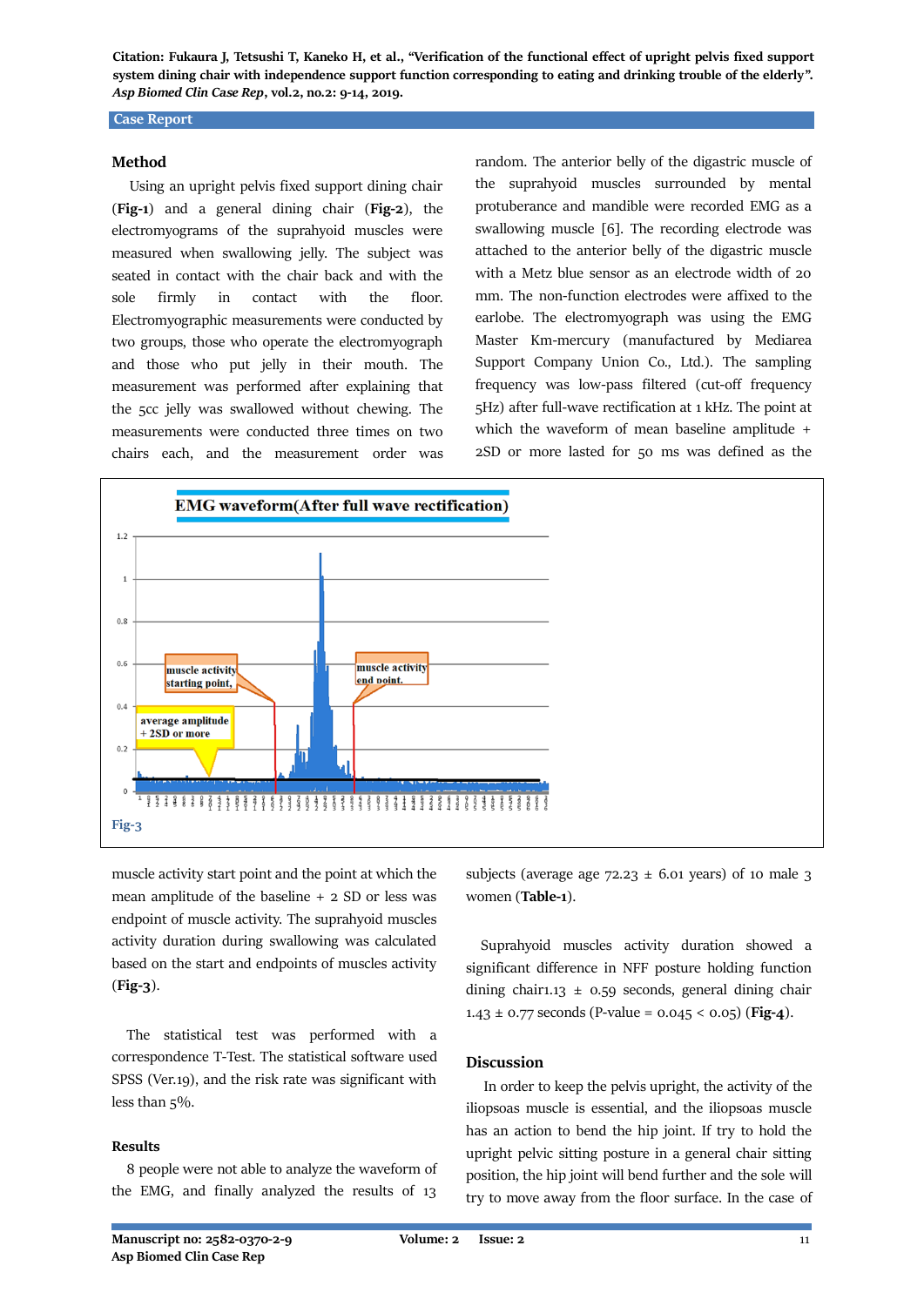## Method

Using an upright pelvis fixed support dining chair (**Fig-1**) and a general dining chair (**Fig-2**), the electromyograms of the suprahyoid muscles were measured when swallowing jelly. The subject was seated in contact with the chair back and with the sole firmly in contact with the floor. Electromyographic measurements were conducted by two groups, those who operate the electromyograph and those who put jelly in their mouth. The measurement was performed after explaining that the 5cc jelly was swallowed without chewing. The measurements were conducted three times on two chairs each, and the measurement order was random. The anterior belly of the digastric muscle of the suprahyoid muscles surrounded by mental protuberance and mandible were recorded EMG as a swallowing muscle [6]. The recording electrode was attached to the anterior belly of the digastric muscle with a Metz blue sensor as an electrode width of 20 mm. The non-function electrodes were affixed to the earlobe. The electromyograph was using the EMG Master Km-mercury (manufactured by Mediarea Support Company Union Co., Ltd.). The sampling frequency was low-pass filtered (cut-off frequency 5Hz) after full-wave rectification at 1 kHz. The point at which the waveform of mean baseline amplitude + 2SD or more lasted for 50 ms was defined as the muscle activity start point and the point at which the mean amplitude of the baseline + 2 SD or less was endpoint of muscle activity. The suprahyoid muscles activity duration during swallowing was calculated based on the start and endpoints of muscles activity (**Fig-3**).

Fig-3

The statistical test was performed with a correspondence T-Test. The statistical software used SPSS (Ver.19), and the risk rate was significant with less than 5%.

## Results

8 people were not able to analyze the waveform of the EMG, and finally analyzed the results of 13 subjects (average age 72.23 ± 6.01 years) of 10 male 3 women (**Table-1**).

Suprahyoid muscles activity duration showed a significant difference in NFF posture holding function dining chair1.13 ± 0.59 seconds, general dining chair 1.43 ± 0.77 seconds (P-value = 0.045 < 0.05) (**Fig-4**).

## Discussion

In order to keep the pelvis upright, the activity of the iliopsoas muscle is essential, and the iliopsoas muscle has an action to bend the hip joint. If try to hold the upright pelvic sitting posture in a general chair sitting position, the hip joint will bend further and the sole will try to move away from the floor surface. In the case of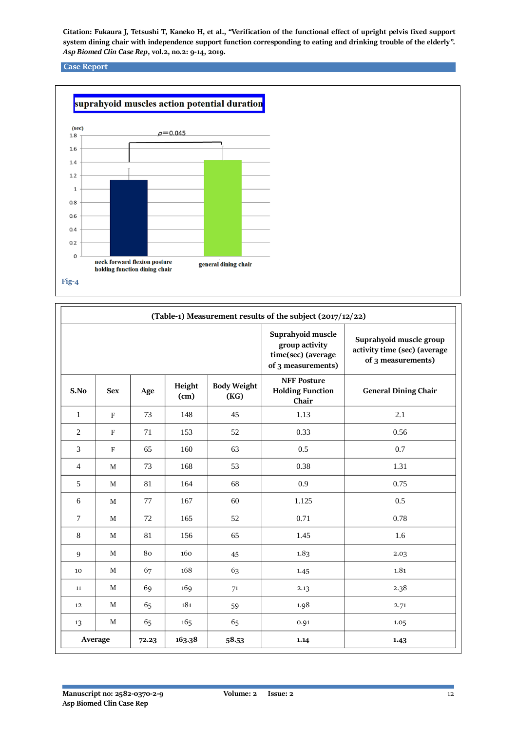**Case Report**

suprahyoid muscles action potential duration

(sec)

$p$=0.045

neck forward flexion posture holding function dining chair

general dining chair

Fig-4

| (Table-1) Measurement results of the subject (2017/12/22) | | | | | | |
|---|---|---|---|---|---|---|
| | | | | | Suprahyoid muscle group activity time(sec) (average of 3 measurements) | Suprahyoid muscle group activity time (sec) (average of 3 measurements) |
| S.No | Sex | Age | Height (cm) | Body Weight (KG) | NFF Posture Holding Function Chair | General Dining Chair |
| 1 | F | 73 | 148 | 45 | 1.13 | 2.1 |
| 2 | F | 71 | 153 | 52 | 0.33 | 0.56 |
| 3 | F | 65 | 160 | 63 | 0.5 | 0.7 |
| 4 | M | 73 | 168 | 53 | 0.38 | 1.31 |
| 5 | M | 81 | 164 | 68 | 0.9 | 0.75 |
| 6 | M | 77 | 167 | 60 | 1.125 | 0.5 |
| 7 | M | 72 | 165 | 52 | 0.71 | 0.78 |
| 8 | M | 81 | 156 | 65 | 1.45 | 1.6 |
| 9 | M | 80 | 160 | 45 | 1.83 | 2.03 |
| 10 | M | 67 | 168 | 63 | 1.45 | 1.81 |
| 11 | M | 69 | 169 | 71 | 2.13 | 2.38 |
| 12 | M | 65 | 181 | 59 | 1.98 | 2.71 |
| 13 | M | 65 | 165 | 65 | 0.91 | 1.05 |
| Average | | 72.23 | 163.38 | 58.53 | 1.14 | 1.43 |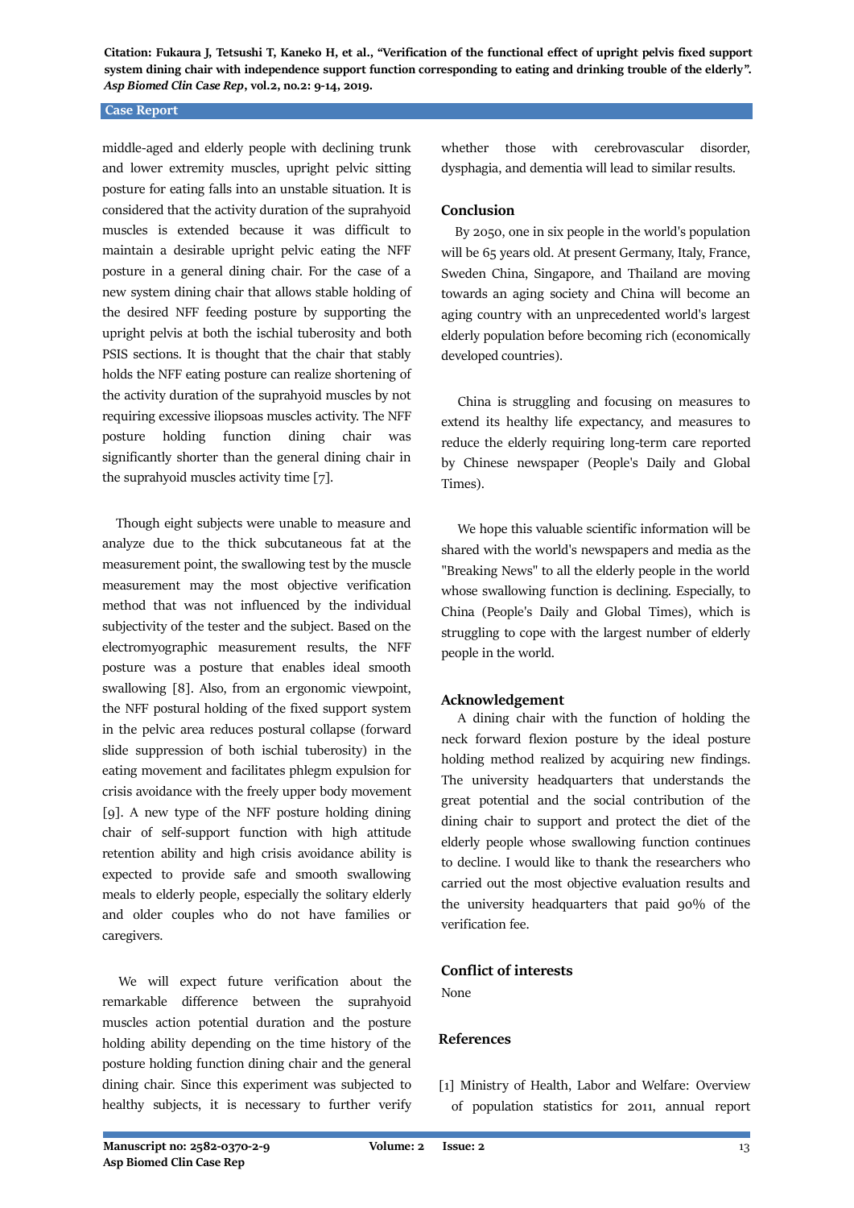middle-aged and elderly people with declining trunk and lower extremity muscles, upright pelvic sitting posture for eating falls into an unstable situation. It is considered that the activity duration of the suprahyoid muscles is extended because it was difficult to maintain a desirable upright pelvic eating the NFF posture in a general dining chair. For the case of a new system dining chair that allows stable holding of the desired NFF feeding posture by supporting the upright pelvis at both the ischial tuberosity and both PSIS sections. It is thought that the chair that stably holds the NFF eating posture can realize shortening of the activity duration of the suprahyoid muscles by not requiring excessive iliopsoas muscles activity. The NFF posture holding function dining chair was significantly shorter than the general dining chair in the suprahyoid muscles activity time [7].

Though eight subjects were unable to measure and analyze due to the thick subcutaneous fat at the measurement point, the swallowing test by the muscle measurement may the most objective verification method that was not influenced by the individual subjectivity of the tester and the subject. Based on the electromyographic measurement results, the NFF posture was a posture that enables ideal smooth swallowing [8]. Also, from an ergonomic viewpoint, the NFF postural holding of the fixed support system in the pelvic area reduces postural collapse (forward slide suppression of both ischial tuberosity) in the eating movement and facilitates phlegm expulsion for crisis avoidance with the freely upper body movement [9]. A new type of the NFF posture holding dining chair of self-support function with high attitude retention ability and high crisis avoidance ability is expected to provide safe and smooth swallowing meals to elderly people, especially the solitary elderly and older couples who do not have families or caregivers.

We will expect future verification about the remarkable difference between the suprahyoid muscles action potential duration and the posture holding ability depending on the time history of the posture holding function dining chair and the general dining chair. Since this experiment was subjected to healthy subjects, it is necessary to further verify whether those with cerebrovascular disorder, dysphagia, and dementia will lead to similar results.

## Conclusion

By 2050, one in six people in the world's population will be 65 years old. At present Germany, Italy, France, Sweden China, Singapore, and Thailand are moving towards an aging society and China will become an aging country with an unprecedented world's largest elderly population before becoming rich (economically developed countries).

China is struggling and focusing on measures to extend its healthy life expectancy, and measures to reduce the elderly requiring long-term care reported by Chinese newspaper (People's Daily and Global Times).

We hope this valuable scientific information will be shared with the world's newspapers and media as the "Breaking News" to all the elderly people in the world whose swallowing function is declining. Especially, to China (People's Daily and Global Times), which is struggling to cope with the largest number of elderly people in the world.

## Acknowledgement

A dining chair with the function of holding the neck forward flexion posture by the ideal posture holding method realized by acquiring new findings. The university headquarters that understands the great potential and the social contribution of the dining chair to support and protect the diet of the elderly people whose swallowing function continues to decline. I would like to thank the researchers who carried out the most objective evaluation results and the university headquarters that paid 90% of the verification fee.

## Conflict of interests

None

## References

[1] Ministry of Health, Labor and Welfare: Overview of population statistics for 2011, annual report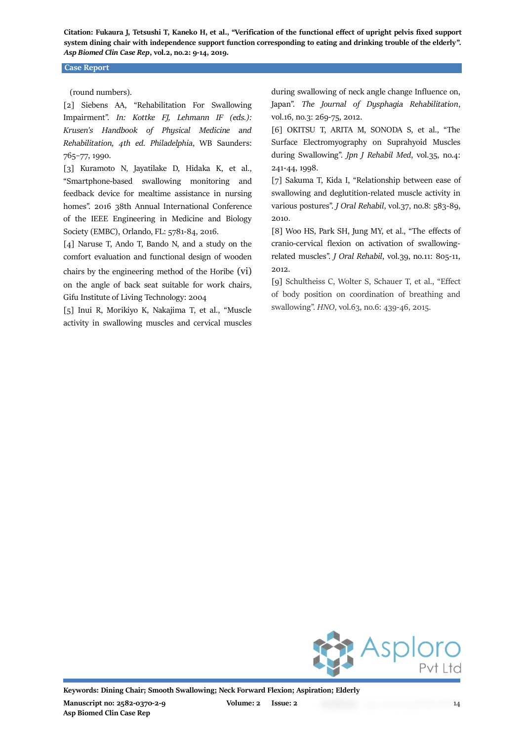(round numbers).

[2] Siebens AA, "Rehabilitation For Swallowing Impairment". *In: Kottke FJ, Lehmann IF (eds.): Krusen's Handbook of Physical Medicine and Rehabilitation, 4th ed. Philadelphia*, WB Saunders: 765–77, 1990.

[3] Kuramoto N, Jayatilake D, Hidaka K, et al., "Smartphone-based swallowing monitoring and feedback device for mealtime assistance in nursing homes". 2016 38th Annual International Conference of the IEEE Engineering in Medicine and Biology Society (EMBC), Orlando, FL: 5781-84, 2016.

[4] Naruse T, Ando T, Bando N, and a study on the comfort evaluation and functional design of wooden chairs by the engineering method of the Horibe (vi) on the angle of back seat suitable for work chairs, Gifu Institute of Living Technology: 2004

[5] Inui R, Morikiyo K, Nakajima T, et al., "Muscle activity in swallowing muscles and cervical muscles during swallowing of neck angle change Influence on, Japan". *The Journal of Dysphagia Rehabilitation*, vol.16, no.3: 269-75, 2012.

[6] OKITSU T, ARITA M, SONODA S, et al., "The Surface Electromyography on Suprahyoid Muscles during Swallowing". *Jpn J Rehabil Med*, vol.35, no.4: 241-44, 1998.

[7] Sakuma T, Kida I, "Relationship between ease of swallowing and deglutition-related muscle activity in various postures". *J Oral Rehabil*, vol.37, no.8: 583-89, 2010.

[8] Woo HS, Park SH, Jung MY, et al., "The effects of cranio-cervical flexion on activation of swallowing-related muscles". *J Oral Rehabil*, vol.39, no.11: 805-11, 2012.

[9] Schultheiss C, Wolter S, Schauer T, et al., "Effect of body position on coordination of breathing and swallowing". *HNO*, vol.63, no.6: 439-46, 2015.